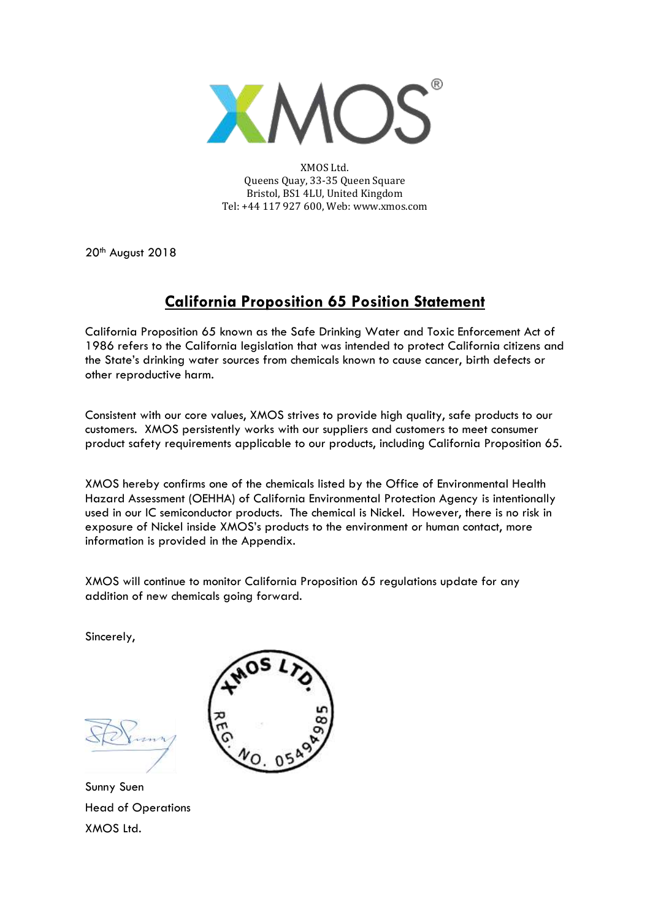XMOS Ltd.
Queens Quay, 33-35 Queen Square
Bristol, BS1 4LU, United Kingdom
Tel: +44 117 927 600, Web: www.xmos.com

20th August 2018

## California Proposition 65 Position Statement

California Proposition 65 known as the Safe Drinking Water and Toxic Enforcement Act of 1986 refers to the California legislation that was intended to protect California citizens and the State's drinking water sources from chemicals known to cause cancer, birth defects or other reproductive harm.

Consistent with our core values, XMOS strives to provide high quality, safe products to our customers. XMOS persistently works with our suppliers and customers to meet consumer product safety requirements applicable to our products, including California Proposition 65.

XMOS hereby confirms one of the chemicals listed by the Office of Environmental Health Hazard Assessment (OEHHA) of California Environmental Protection Agency is intentionally used in our IC semiconductor products. The chemical is Nickel. However, there is no risk in exposure of Nickel inside XMOS's products to the environment or human contact, more information is provided in the Appendix.

XMOS will continue to monitor California Proposition 65 regulations update for any addition of new chemicals going forward.

Sincerely,

XMOS LTD.
REG. NO. 05494985

Sunny Suen
Head of Operations
XMOS Ltd.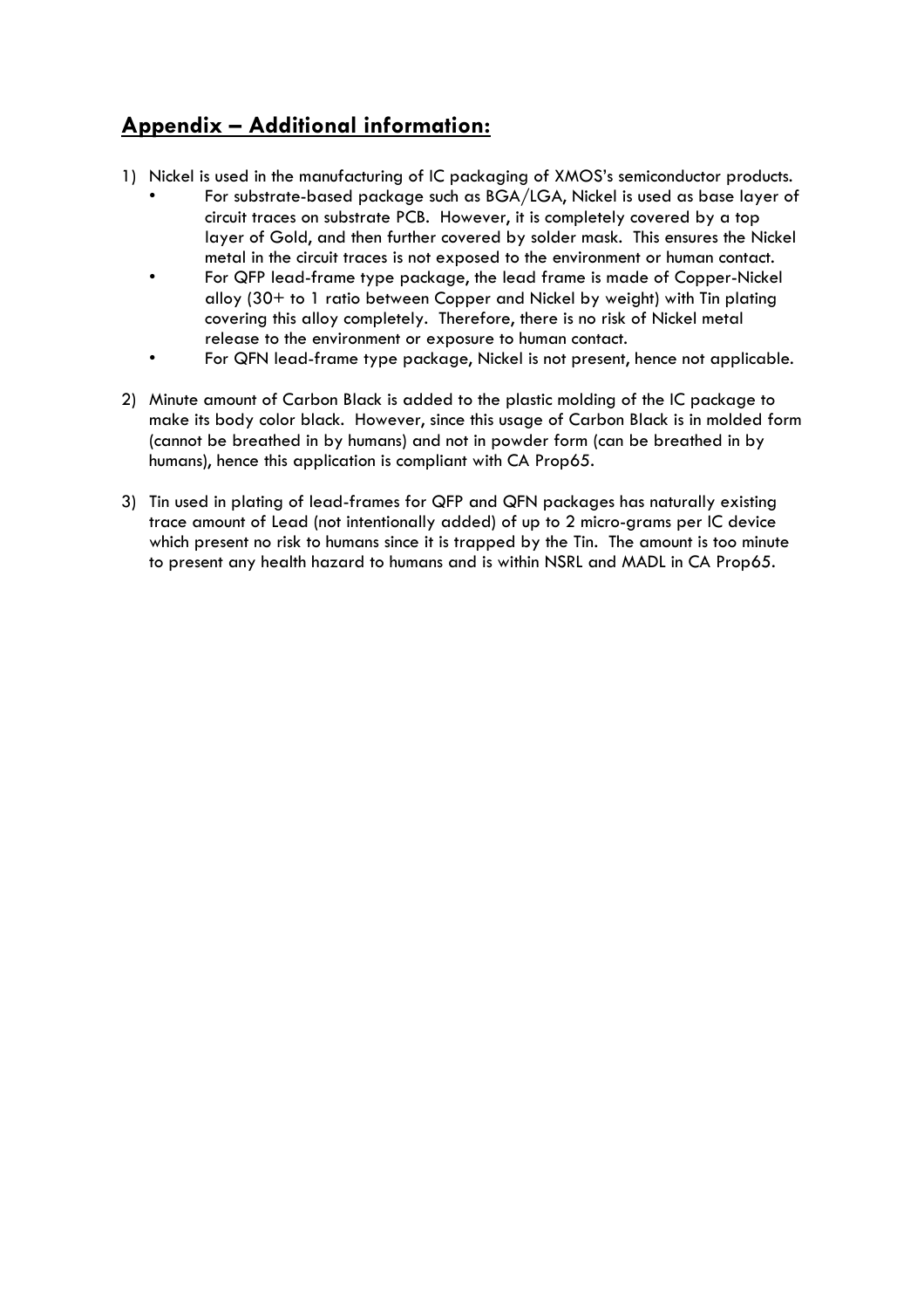## Appendix – Additional information:

1) Nickel is used in the manufacturing of IC packaging of XMOS's semiconductor products.
   - For substrate-based package such as BGA/LGA, Nickel is used as base layer of circuit traces on substrate PCB. However, it is completely covered by a top layer of Gold, and then further covered by solder mask. This ensures the Nickel metal in the circuit traces is not exposed to the environment or human contact.
   - For QFP lead-frame type package, the lead frame is made of Copper-Nickel alloy (30+ to 1 ratio between Copper and Nickel by weight) with Tin plating covering this alloy completely. Therefore, there is no risk of Nickel metal release to the environment or exposure to human contact.
   - For QFN lead-frame type package, Nickel is not present, hence not applicable.

2) Minute amount of Carbon Black is added to the plastic molding of the IC package to make its body color black. However, since this usage of Carbon Black is in molded form (cannot be breathed in by humans) and not in powder form (can be breathed in by humans), hence this application is compliant with CA Prop65.

3) Tin used in plating of lead-frames for QFP and QFN packages has naturally existing trace amount of Lead (not intentionally added) of up to 2 micro-grams per IC device which present no risk to humans since it is trapped by the Tin. The amount is too minute to present any health hazard to humans and is within NSRL and MADL in CA Prop65.